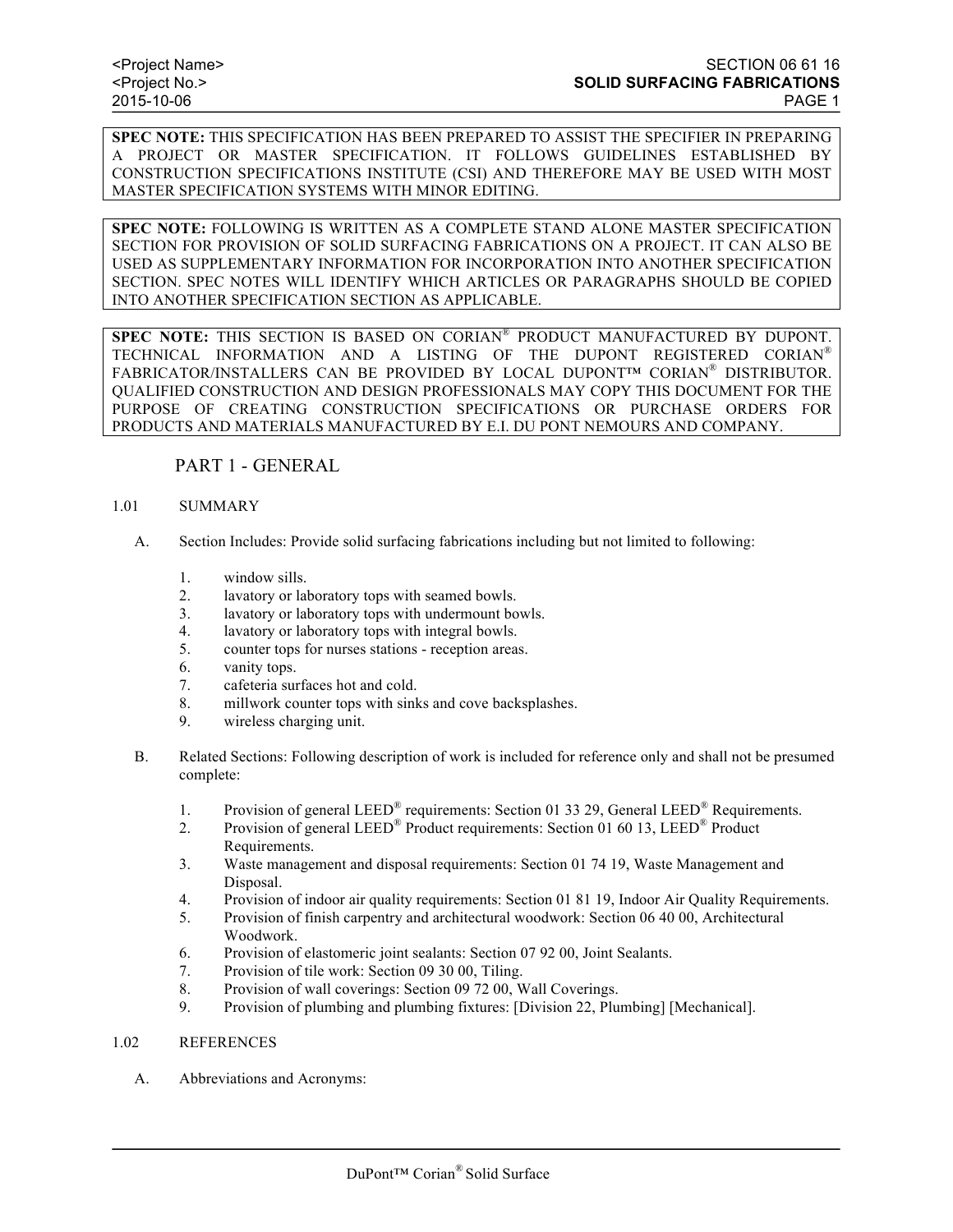**SPEC NOTE:** THIS SPECIFICATION HAS BEEN PREPARED TO ASSIST THE SPECIFIER IN PREPARING A PROJECT OR MASTER SPECIFICATION. IT FOLLOWS GUIDELINES ESTABLISHED BY CONSTRUCTION SPECIFICATIONS INSTITUTE (CSI) AND THEREFORE MAY BE USED WITH MOST MASTER SPECIFICATION SYSTEMS WITH MINOR EDITING.

**SPEC NOTE:** FOLLOWING IS WRITTEN AS A COMPLETE STAND ALONE MASTER SPECIFICATION SECTION FOR PROVISION OF SOLID SURFACING FABRICATIONS ON A PROJECT. IT CAN ALSO BE USED AS SUPPLEMENTARY INFORMATION FOR INCORPORATION INTO ANOTHER SPECIFICATION SECTION. SPEC NOTES WILL IDENTIFY WHICH ARTICLES OR PARAGRAPHS SHOULD BE COPIED INTO ANOTHER SPECIFICATION SECTION AS APPLICABLE.

**SPEC NOTE:** THIS SECTION IS BASED ON CORIAN® PRODUCT MANUFACTURED BY DUPONT. TECHNICAL INFORMATION AND A LISTING OF THE DUPONT REGISTERED CORIAN® FABRICATOR/INSTALLERS CAN BE PROVIDED BY LOCAL DUPONT™ CORIAN® DISTRIBUTOR. QUALIFIED CONSTRUCTION AND DESIGN PROFESSIONALS MAY COPY THIS DOCUMENT FOR THE PURPOSE OF CREATING CONSTRUCTION SPECIFICATIONS OR PURCHASE ORDERS FOR PRODUCTS AND MATERIALS MANUFACTURED BY E.I. DU PONT NEMOURS AND COMPANY.

# PART 1 - GENERAL

## 1.01 SUMMARY

A. Section Includes: Provide solid surfacing fabrications including but not limited to following:

1. window sills.
2. lavatory or laboratory tops with seamed bowls.
3. lavatory or laboratory tops with undermount bowls.
4. lavatory or laboratory tops with integral bowls.
5. counter tops for nurses stations - reception areas.
6. vanity tops.
7. cafeteria surfaces hot and cold.
8. millwork counter tops with sinks and cove backsplashes.
9. wireless charging unit.

B. Related Sections: Following description of work is included for reference only and shall not be presumed complete:

1. Provision of general LEED® requirements: Section 01 33 29, General LEED® Requirements.
2. Provision of general LEED® Product requirements: Section 01 60 13, LEED® Product Requirements.
3. Waste management and disposal requirements: Section 01 74 19, Waste Management and Disposal.
4. Provision of indoor air quality requirements: Section 01 81 19, Indoor Air Quality Requirements.
5. Provision of finish carpentry and architectural woodwork: Section 06 40 00, Architectural Woodwork.
6. Provision of elastomeric joint sealants: Section 07 92 00, Joint Sealants.
7. Provision of tile work: Section 09 30 00, Tiling.
8. Provision of wall coverings: Section 09 72 00, Wall Coverings.
9. Provision of plumbing and plumbing fixtures: [Division 22, Plumbing] [Mechanical].

## 1.02 REFERENCES

A. Abbreviations and Acronyms: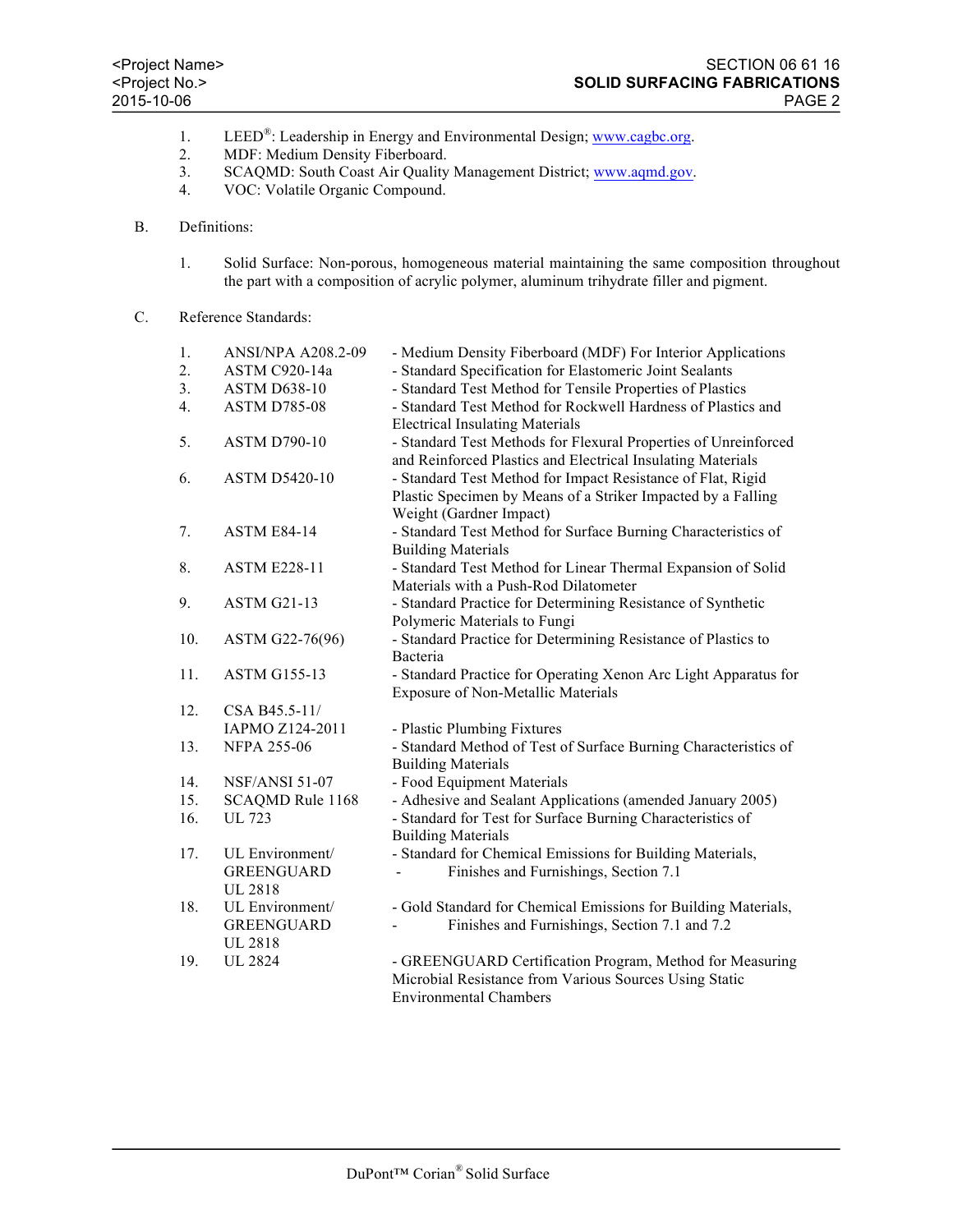1. LEED®: Leadership in Energy and Environmental Design; www.cagbc.org.
2. MDF: Medium Density Fiberboard.
3. SCAQMD: South Coast Air Quality Management District; www.aqmd.gov.
4. VOC: Volatile Organic Compound.

B. Definitions:

1. Solid Surface: Non-porous, homogeneous material maintaining the same composition throughout the part with a composition of acrylic polymer, aluminum trihydrate filler and pigment.

C. Reference Standards:

1. ANSI/NPA A208.2-09 - Medium Density Fiberboard (MDF) For Interior Applications
2. ASTM C920-14a - Standard Specification for Elastomeric Joint Sealants
3. ASTM D638-10 - Standard Test Method for Tensile Properties of Plastics
4. ASTM D785-08 - Standard Test Method for Rockwell Hardness of Plastics and Electrical Insulating Materials
5. ASTM D790-10 - Standard Test Methods for Flexural Properties of Unreinforced and Reinforced Plastics and Electrical Insulating Materials
6. ASTM D5420-10 - Standard Test Method for Impact Resistance of Flat, Rigid Plastic Specimen by Means of a Striker Impacted by a Falling Weight (Gardner Impact)
7. ASTM E84-14 - Standard Test Method for Surface Burning Characteristics of Building Materials
8. ASTM E228-11 - Standard Test Method for Linear Thermal Expansion of Solid Materials with a Push-Rod Dilatometer
9. ASTM G21-13 - Standard Practice for Determining Resistance of Synthetic Polymeric Materials to Fungi
10. ASTM G22-76(96) - Standard Practice for Determining Resistance of Plastics to Bacteria
11. ASTM G155-13 - Standard Practice for Operating Xenon Arc Light Apparatus for Exposure of Non-Metallic Materials
12. CSA B45.5-11/ IAPMO Z124-2011 - Plastic Plumbing Fixtures
13. NFPA 255-06 - Standard Method of Test of Surface Burning Characteristics of Building Materials
14. NSF/ANSI 51-07 - Food Equipment Materials
15. SCAQMD Rule 1168 - Adhesive and Sealant Applications (amended January 2005)
16. UL 723 - Standard for Test for Surface Burning Characteristics of Building Materials
17. UL Environment/ GREENGUARD UL 2818 - Standard for Chemical Emissions for Building Materials, - Finishes and Furnishings, Section 7.1
18. UL Environment/ GREENGUARD UL 2818 - Gold Standard for Chemical Emissions for Building Materials, - Finishes and Furnishings, Section 7.1 and 7.2
19. UL 2824 - GREENGUARD Certification Program, Method for Measuring Microbial Resistance from Various Sources Using Static Environmental Chambers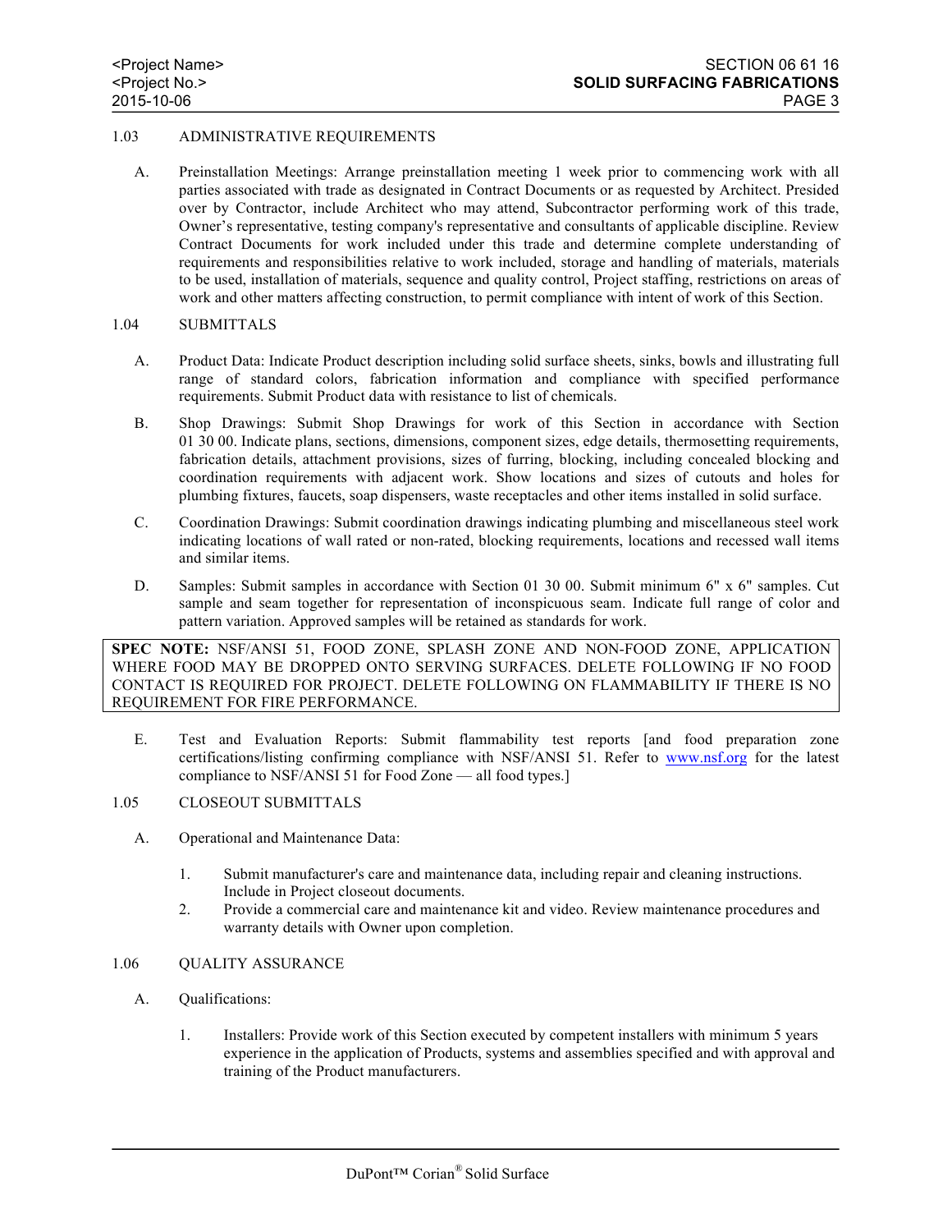## 1.03 ADMINISTRATIVE REQUIREMENTS

A. Preinstallation Meetings: Arrange preinstallation meeting 1 week prior to commencing work with all parties associated with trade as designated in Contract Documents or as requested by Architect. Presided over by Contractor, include Architect who may attend, Subcontractor performing work of this trade, Owner's representative, testing company's representative and consultants of applicable discipline. Review Contract Documents for work included under this trade and determine complete understanding of requirements and responsibilities relative to work included, storage and handling of materials, materials to be used, installation of materials, sequence and quality control, Project staffing, restrictions on areas of work and other matters affecting construction, to permit compliance with intent of work of this Section.

## 1.04 SUBMITTALS

A. Product Data: Indicate Product description including solid surface sheets, sinks, bowls and illustrating full range of standard colors, fabrication information and compliance with specified performance requirements. Submit Product data with resistance to list of chemicals.

B. Shop Drawings: Submit Shop Drawings for work of this Section in accordance with Section 01 30 00. Indicate plans, sections, dimensions, component sizes, edge details, thermosetting requirements, fabrication details, attachment provisions, sizes of furring, blocking, including concealed blocking and coordination requirements with adjacent work. Show locations and sizes of cutouts and holes for plumbing fixtures, faucets, soap dispensers, waste receptacles and other items installed in solid surface.

C. Coordination Drawings: Submit coordination drawings indicating plumbing and miscellaneous steel work indicating locations of wall rated or non-rated, blocking requirements, locations and recessed wall items and similar items.

D. Samples: Submit samples in accordance with Section 01 30 00. Submit minimum 6" x 6" samples. Cut sample and seam together for representation of inconspicuous seam. Indicate full range of color and pattern variation. Approved samples will be retained as standards for work.

> **SPEC NOTE:** NSF/ANSI 51, FOOD ZONE, SPLASH ZONE AND NON-FOOD ZONE, APPLICATION WHERE FOOD MAY BE DROPPED ONTO SERVING SURFACES. DELETE FOLLOWING IF NO FOOD CONTACT IS REQUIRED FOR PROJECT. DELETE FOLLOWING ON FLAMMABILITY IF THERE IS NO REQUIREMENT FOR FIRE PERFORMANCE.

E. Test and Evaluation Reports: Submit flammability test reports [and food preparation zone certifications/listing confirming compliance with NSF/ANSI 51. Refer to www.nsf.org for the latest compliance to NSF/ANSI 51 for Food Zone — all food types.]

## 1.05 CLOSEOUT SUBMITTALS

A. Operational and Maintenance Data:

1. Submit manufacturer's care and maintenance data, including repair and cleaning instructions. Include in Project closeout documents.
2. Provide a commercial care and maintenance kit and video. Review maintenance procedures and warranty details with Owner upon completion.

## 1.06 QUALITY ASSURANCE

A. Qualifications:

1. Installers: Provide work of this Section executed by competent installers with minimum 5 years experience in the application of Products, systems and assemblies specified and with approval and training of the Product manufacturers.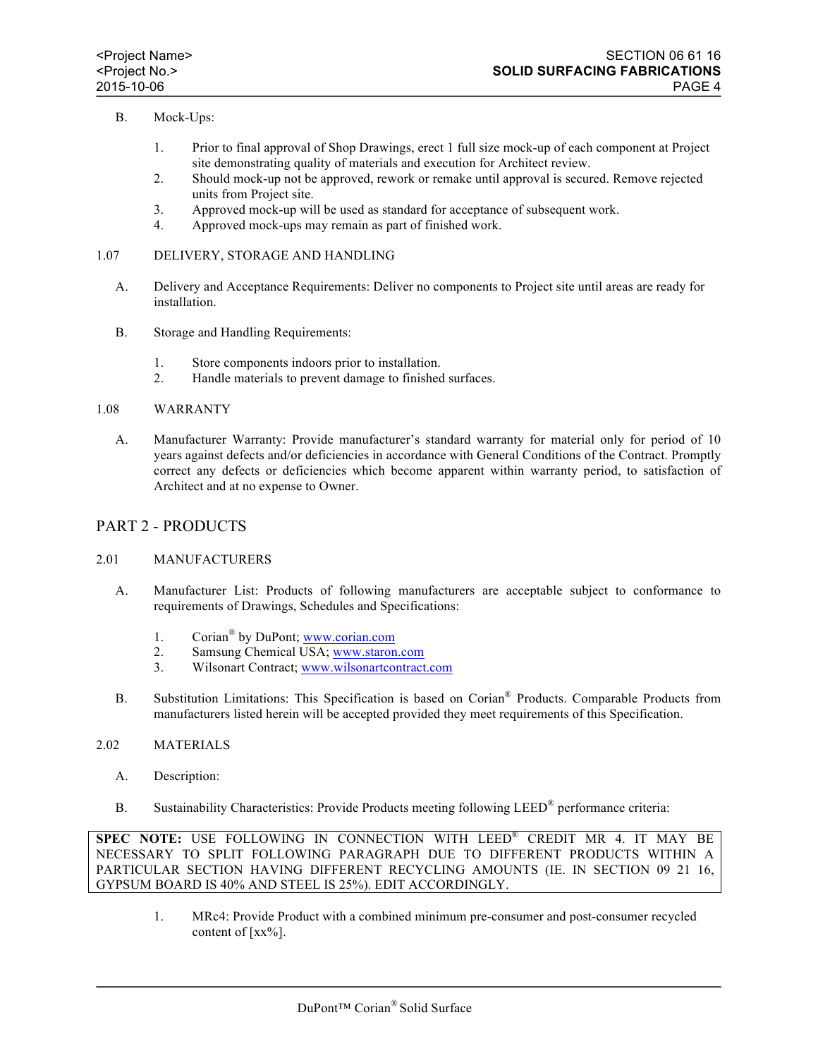B. Mock-Ups:

1. Prior to final approval of Shop Drawings, erect 1 full size mock-up of each component at Project site demonstrating quality of materials and execution for Architect review.
2. Should mock-up not be approved, rework or remake until approval is secured. Remove rejected units from Project site.
3. Approved mock-up will be used as standard for acceptance of subsequent work.
4. Approved mock-ups may remain as part of finished work.

1.07 DELIVERY, STORAGE AND HANDLING

A. Delivery and Acceptance Requirements: Deliver no components to Project site until areas are ready for installation.

B. Storage and Handling Requirements:

1. Store components indoors prior to installation.
2. Handle materials to prevent damage to finished surfaces.

1.08 WARRANTY

A. Manufacturer Warranty: Provide manufacturer's standard warranty for material only for period of 10 years against defects and/or deficiencies in accordance with General Conditions of the Contract. Promptly correct any defects or deficiencies which become apparent within warranty period, to satisfaction of Architect and at no expense to Owner.

## PART 2 - PRODUCTS

2.01 MANUFACTURERS

A. Manufacturer List: Products of following manufacturers are acceptable subject to conformance to requirements of Drawings, Schedules and Specifications:

1. Corian® by DuPont; www.corian.com
2. Samsung Chemical USA; www.staron.com
3. Wilsonart Contract; www.wilsonartcontract.com

B. Substitution Limitations: This Specification is based on Corian® Products. Comparable Products from manufacturers listed herein will be accepted provided they meet requirements of this Specification.

2.02 MATERIALS

A. Description:

B. Sustainability Characteristics: Provide Products meeting following LEED® performance criteria:

**SPEC NOTE:** USE FOLLOWING IN CONNECTION WITH LEED® CREDIT MR 4. IT MAY BE NECESSARY TO SPLIT FOLLOWING PARAGRAPH DUE TO DIFFERENT PRODUCTS WITHIN A PARTICULAR SECTION HAVING DIFFERENT RECYCLING AMOUNTS (IE. IN SECTION 09 21 16, GYPSUM BOARD IS 40% AND STEEL IS 25%). EDIT ACCORDINGLY.

1. MRc4: Provide Product with a combined minimum pre-consumer and post-consumer recycled content of [xx%].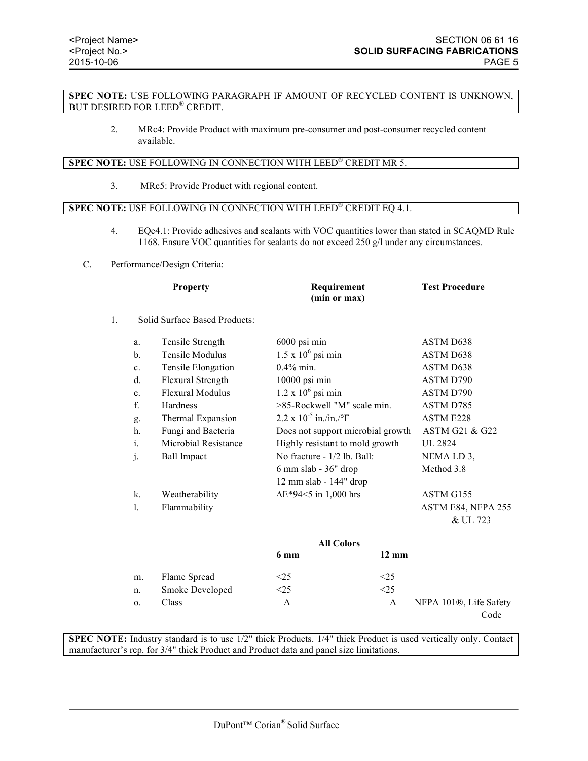**SPEC NOTE:** USE FOLLOWING PARAGRAPH IF AMOUNT OF RECYCLED CONTENT IS UNKNOWN, BUT DESIRED FOR LEED® CREDIT.

2. MRc4: Provide Product with maximum pre-consumer and post-consumer recycled content available.

**SPEC NOTE:** USE FOLLOWING IN CONNECTION WITH LEED® CREDIT MR 5.

3. MRc5: Provide Product with regional content.

**SPEC NOTE:** USE FOLLOWING IN CONNECTION WITH LEED® CREDIT EQ 4.1.

4. EQc4.1: Provide adhesives and sealants with VOC quantities lower than stated in SCAQMD Rule 1168. Ensure VOC quantities for sealants do not exceed 250 g/l under any circumstances.

C. Performance/Design Criteria:

| | Property | Requirement (min or max) | | Test Procedure |
|---|---|---|---|---|
| 1. | Solid Surface Based Products: | | | |
| a. | Tensile Strength | 6000 psi min | | ASTM D638 |
| b. | Tensile Modulus | $1.5 \times 10^6$ psi min | | ASTM D638 |
| c. | Tensile Elongation | 0.4% min. | | ASTM D638 |
| d. | Flexural Strength | 10000 psi min | | ASTM D790 |
| e. | Flexural Modulus | $1.2 \times 10^6$ psi min | | ASTM D790 |
| f. | Hardness | >85-Rockwell "M" scale min. | | ASTM D785 |
| g. | Thermal Expansion | $2.2 \times 10^{-5}$ in./in./°F | | ASTM E228 |
| h. | Fungi and Bacteria | Does not support microbial growth | | ASTM G21 & G22 |
| i. | Microbial Resistance | Highly resistant to mold growth | | UL 2824 |
| j. | Ball Impact | No fracture - 1/2 lb. Ball: 6 mm slab - 36" drop 12 mm slab - 144" drop | | NEMA LD 3, Method 3.8 |
| k. | Weatherability | ΔE*94<5 in 1,000 hrs | | ASTM G155 |
| l. | Flammability | | | ASTM E84, NFPA 255 & UL 723 |
| | | All Colors | | |
| | | 6 mm | 12 mm | |
| m. | Flame Spread | <25 | <25 | |
| n. | Smoke Developed | <25 | <25 | |
| o. | Class | A | A | NFPA 101®, Life Safety Code |

**SPEC NOTE:** Industry standard is to use 1/2" thick Products. 1/4" thick Product is used vertically only. Contact manufacturer's rep. for 3/4" thick Product and Product data and panel size limitations.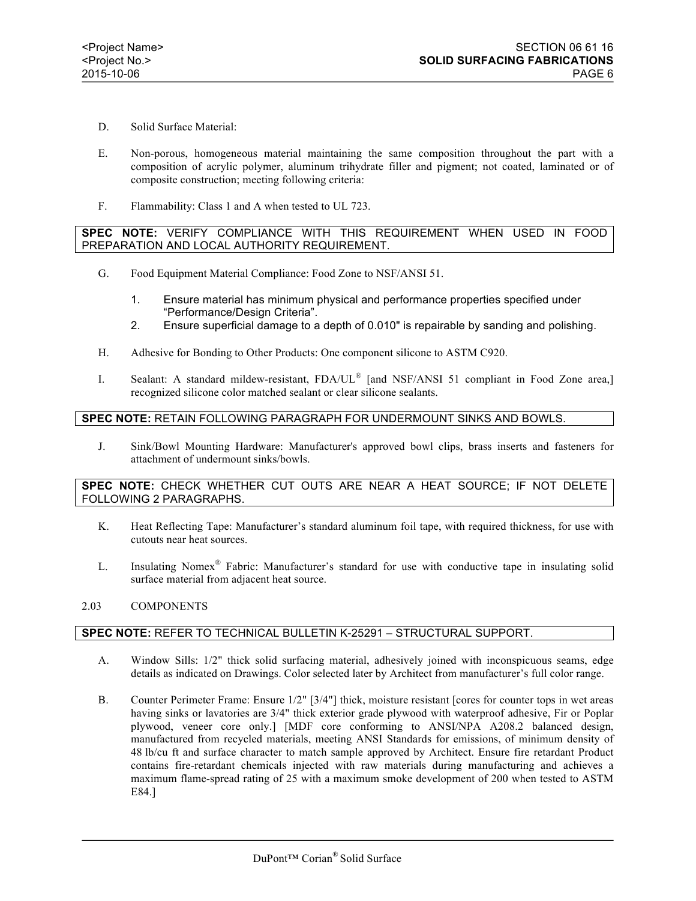D. Solid Surface Material:

E. Non-porous, homogeneous material maintaining the same composition throughout the part with a composition of acrylic polymer, aluminum trihydrate filler and pigment; not coated, laminated or of composite construction; meeting following criteria:

F. Flammability: Class 1 and A when tested to UL 723.

**SPEC NOTE:** VERIFY COMPLIANCE WITH THIS REQUIREMENT WHEN USED IN FOOD PREPARATION AND LOCAL AUTHORITY REQUIREMENT.

G. Food Equipment Material Compliance: Food Zone to NSF/ANSI 51.

1. Ensure material has minimum physical and performance properties specified under "Performance/Design Criteria".
2. Ensure superficial damage to a depth of 0.010" is repairable by sanding and polishing.

H. Adhesive for Bonding to Other Products: One component silicone to ASTM C920.

I. Sealant: A standard mildew-resistant, FDA/UL® [and NSF/ANSI 51 compliant in Food Zone area,] recognized silicone color matched sealant or clear silicone sealants.

**SPEC NOTE:** RETAIN FOLLOWING PARAGRAPH FOR UNDERMOUNT SINKS AND BOWLS.

J. Sink/Bowl Mounting Hardware: Manufacturer's approved bowl clips, brass inserts and fasteners for attachment of undermount sinks/bowls.

**SPEC NOTE:** CHECK WHETHER CUT OUTS ARE NEAR A HEAT SOURCE; IF NOT DELETE FOLLOWING 2 PARAGRAPHS.

K. Heat Reflecting Tape: Manufacturer's standard aluminum foil tape, with required thickness, for use with cutouts near heat sources.

L. Insulating Nomex® Fabric: Manufacturer's standard for use with conductive tape in insulating solid surface material from adjacent heat source.

## 2.03 COMPONENTS

**SPEC NOTE:** REFER TO TECHNICAL BULLETIN K-25291 – STRUCTURAL SUPPORT.

A. Window Sills: 1/2" thick solid surfacing material, adhesively joined with inconspicuous seams, edge details as indicated on Drawings. Color selected later by Architect from manufacturer's full color range.

B. Counter Perimeter Frame: Ensure 1/2" [3/4"] thick, moisture resistant [cores for counter tops in wet areas having sinks or lavatories are 3/4" thick exterior grade plywood with waterproof adhesive, Fir or Poplar plywood, veneer core only.] [MDF core conforming to ANSI/NPA A208.2 balanced design, manufactured from recycled materials, meeting ANSI Standards for emissions, of minimum density of 48 lb/cu ft and surface character to match sample approved by Architect. Ensure fire retardant Product contains fire-retardant chemicals injected with raw materials during manufacturing and achieves a maximum flame-spread rating of 25 with a maximum smoke development of 200 when tested to ASTM E84.]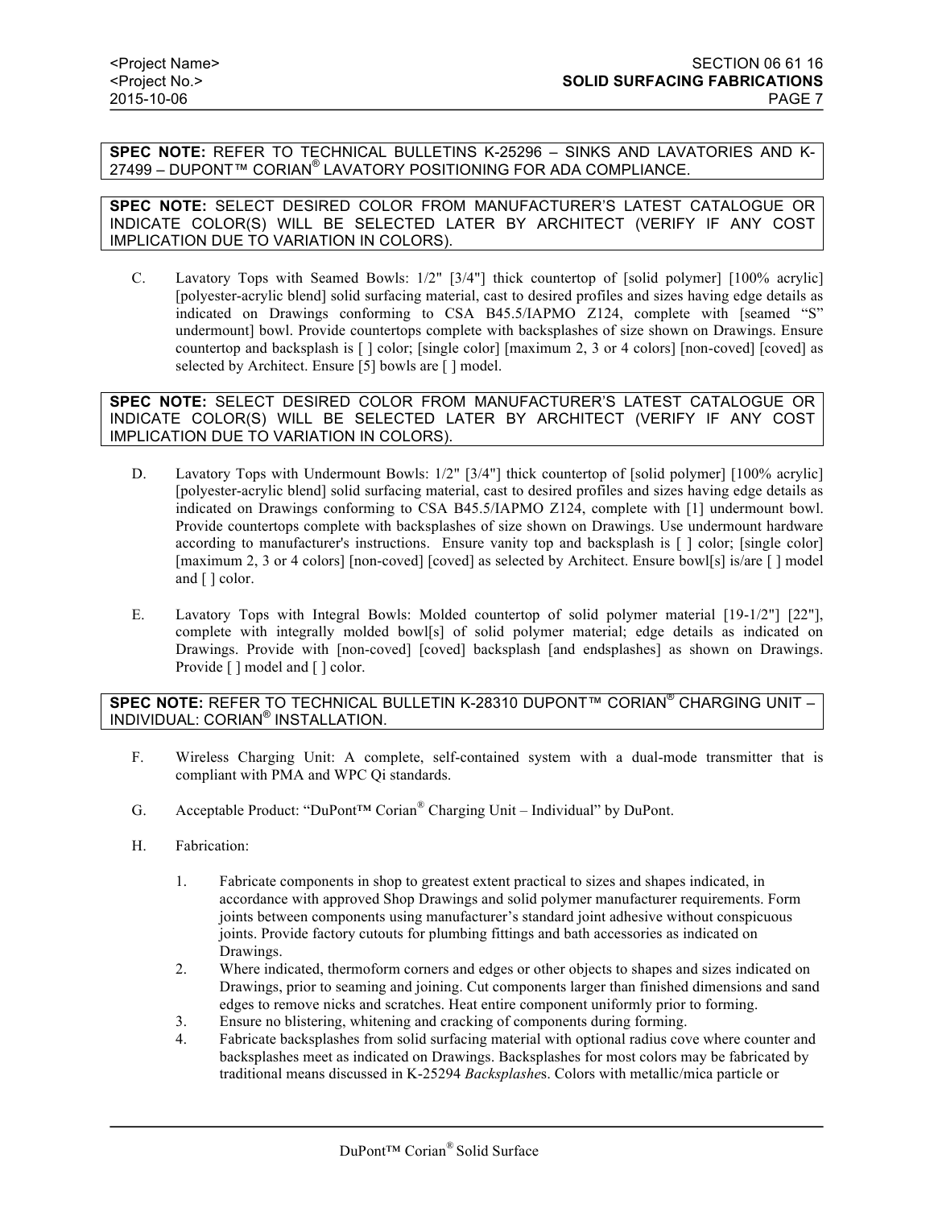**SPEC NOTE:** REFER TO TECHNICAL BULLETINS K-25296 – SINKS AND LAVATORIES AND K-27499 – DUPONT™ CORIAN® LAVATORY POSITIONING FOR ADA COMPLIANCE.

**SPEC NOTE:** SELECT DESIRED COLOR FROM MANUFACTURER'S LATEST CATALOGUE OR INDICATE COLOR(S) WILL BE SELECTED LATER BY ARCHITECT (VERIFY IF ANY COST IMPLICATION DUE TO VARIATION IN COLORS).

C. Lavatory Tops with Seamed Bowls: 1/2" [3/4"] thick countertop of [solid polymer] [100% acrylic] [polyester-acrylic blend] solid surfacing material, cast to desired profiles and sizes having edge details as indicated on Drawings conforming to CSA B45.5/IAPMO Z124, complete with [seamed "S" undermount] bowl. Provide countertops complete with backsplashes of size shown on Drawings. Ensure countertop and backsplash is [ ] color; [single color] [maximum 2, 3 or 4 colors] [non-coved] [coved] as selected by Architect. Ensure [5] bowls are [ ] model.

**SPEC NOTE:** SELECT DESIRED COLOR FROM MANUFACTURER'S LATEST CATALOGUE OR INDICATE COLOR(S) WILL BE SELECTED LATER BY ARCHITECT (VERIFY IF ANY COST IMPLICATION DUE TO VARIATION IN COLORS).

D. Lavatory Tops with Undermount Bowls: 1/2" [3/4"] thick countertop of [solid polymer] [100% acrylic] [polyester-acrylic blend] solid surfacing material, cast to desired profiles and sizes having edge details as indicated on Drawings conforming to CSA B45.5/IAPMO Z124, complete with [1] undermount bowl. Provide countertops complete with backsplashes of size shown on Drawings. Use undermount hardware according to manufacturer's instructions. Ensure vanity top and backsplash is [ ] color; [single color] [maximum 2, 3 or 4 colors] [non-coved] [coved] as selected by Architect. Ensure bowl[s] is/are [ ] model and [ ] color.

E. Lavatory Tops with Integral Bowls: Molded countertop of solid polymer material [19-1/2"] [22"], complete with integrally molded bowl[s] of solid polymer material; edge details as indicated on Drawings. Provide with [non-coved] [coved] backsplash [and endsplashes] as shown on Drawings. Provide [ ] model and [ ] color.

**SPEC NOTE:** REFER TO TECHNICAL BULLETIN K-28310 DUPONT™ CORIAN® CHARGING UNIT – INDIVIDUAL: CORIAN® INSTALLATION.

F. Wireless Charging Unit: A complete, self-contained system with a dual-mode transmitter that is compliant with PMA and WPC Qi standards.

G. Acceptable Product: "DuPont™ Corian® Charging Unit – Individual" by DuPont.

H. Fabrication:

1. Fabricate components in shop to greatest extent practical to sizes and shapes indicated, in accordance with approved Shop Drawings and solid polymer manufacturer requirements. Form joints between components using manufacturer's standard joint adhesive without conspicuous joints. Provide factory cutouts for plumbing fittings and bath accessories as indicated on Drawings.
2. Where indicated, thermoform corners and edges or other objects to shapes and sizes indicated on Drawings, prior to seaming and joining. Cut components larger than finished dimensions and sand edges to remove nicks and scratches. Heat entire component uniformly prior to forming.
3. Ensure no blistering, whitening and cracking of components during forming.
4. Fabricate backsplashes from solid surfacing material with optional radius cove where counter and backsplashes meet as indicated on Drawings. Backsplashes for most colors may be fabricated by traditional means discussed in K-25294 *Backsplashes*. Colors with metallic/mica particle or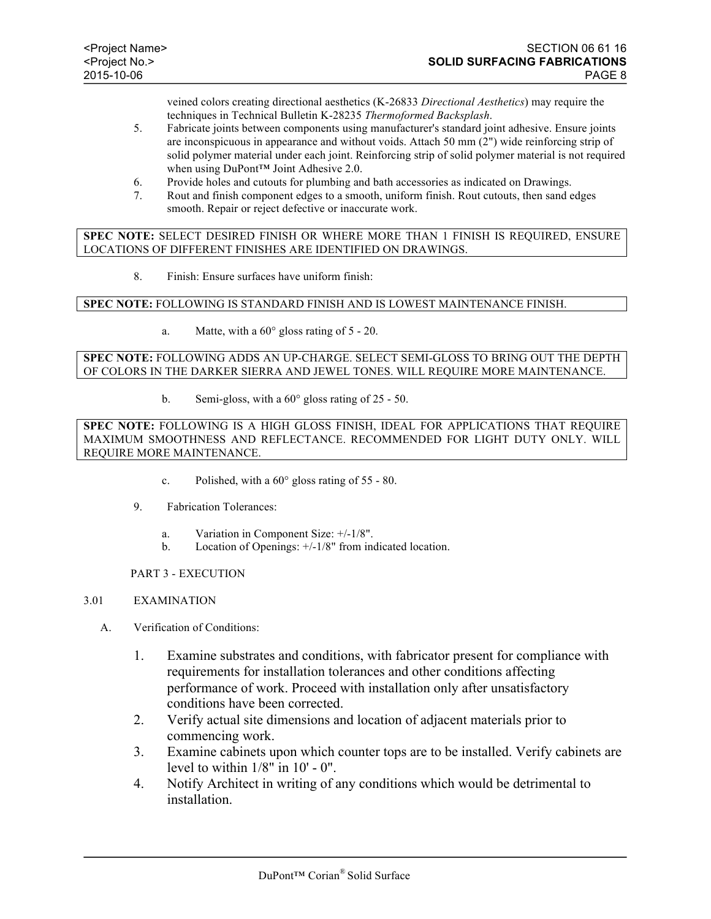veined colors creating directional aesthetics (K-26833 *Directional Aesthetics*) may require the techniques in Technical Bulletin K-28235 *Thermoformed Backsplash*.

5. Fabricate joints between components using manufacturer's standard joint adhesive. Ensure joints are inconspicuous in appearance and without voids. Attach 50 mm (2") wide reinforcing strip of solid polymer material under each joint. Reinforcing strip of solid polymer material is not required when using DuPont™ Joint Adhesive 2.0.
6. Provide holes and cutouts for plumbing and bath accessories as indicated on Drawings.
7. Rout and finish component edges to a smooth, uniform finish. Rout cutouts, then sand edges smooth. Repair or reject defective or inaccurate work.

**SPEC NOTE:** SELECT DESIRED FINISH OR WHERE MORE THAN 1 FINISH IS REQUIRED, ENSURE LOCATIONS OF DIFFERENT FINISHES ARE IDENTIFIED ON DRAWINGS.

8. Finish: Ensure surfaces have uniform finish:

**SPEC NOTE:** FOLLOWING IS STANDARD FINISH AND IS LOWEST MAINTENANCE FINISH.

   a. Matte, with a 60° gloss rating of 5 - 20.

**SPEC NOTE:** FOLLOWING ADDS AN UP-CHARGE. SELECT SEMI-GLOSS TO BRING OUT THE DEPTH OF COLORS IN THE DARKER SIERRA AND JEWEL TONES. WILL REQUIRE MORE MAINTENANCE.

   b. Semi-gloss, with a 60° gloss rating of 25 - 50.

**SPEC NOTE:** FOLLOWING IS A HIGH GLOSS FINISH, IDEAL FOR APPLICATIONS THAT REQUIRE MAXIMUM SMOOTHNESS AND REFLECTANCE. RECOMMENDED FOR LIGHT DUTY ONLY. WILL REQUIRE MORE MAINTENANCE.

   c. Polished, with a 60° gloss rating of 55 - 80.

9. Fabrication Tolerances:

   a. Variation in Component Size: +/-1/8".
   b. Location of Openings: +/-1/8" from indicated location.

## PART 3 - EXECUTION

### 3.01 EXAMINATION

A. Verification of Conditions:

1. Examine substrates and conditions, with fabricator present for compliance with requirements for installation tolerances and other conditions affecting performance of work. Proceed with installation only after unsatisfactory conditions have been corrected.
2. Verify actual site dimensions and location of adjacent materials prior to commencing work.
3. Examine cabinets upon which counter tops are to be installed. Verify cabinets are level to within 1/8" in 10' - 0".
4. Notify Architect in writing of any conditions which would be detrimental to installation.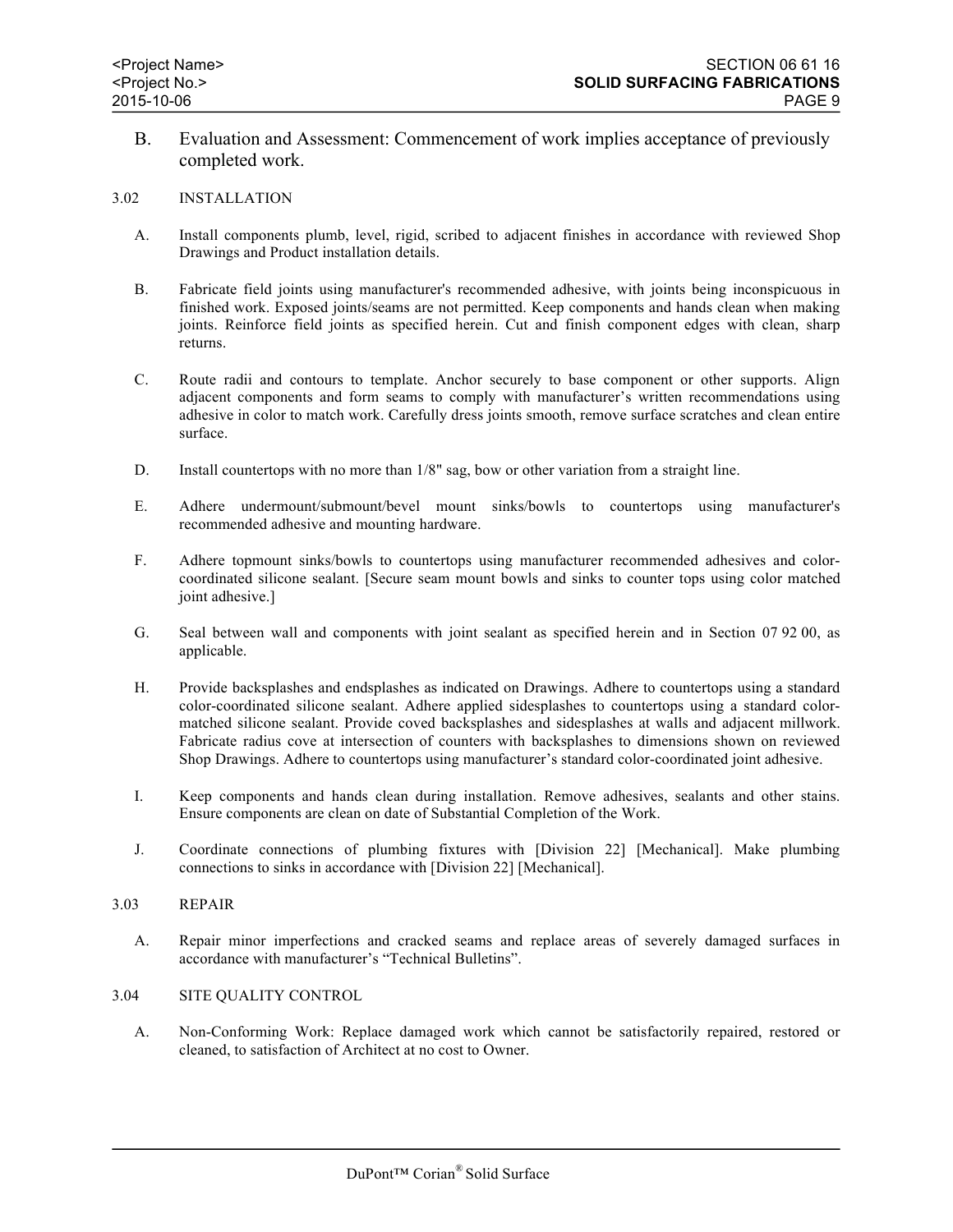B. Evaluation and Assessment: Commencement of work implies acceptance of previously completed work.

### 3.02 INSTALLATION

A. Install components plumb, level, rigid, scribed to adjacent finishes in accordance with reviewed Shop Drawings and Product installation details.

B. Fabricate field joints using manufacturer's recommended adhesive, with joints being inconspicuous in finished work. Exposed joints/seams are not permitted. Keep components and hands clean when making joints. Reinforce field joints as specified herein. Cut and finish component edges with clean, sharp returns.

C. Route radii and contours to template. Anchor securely to base component or other supports. Align adjacent components and form seams to comply with manufacturer's written recommendations using adhesive in color to match work. Carefully dress joints smooth, remove surface scratches and clean entire surface.

D. Install countertops with no more than 1/8" sag, bow or other variation from a straight line.

E. Adhere undermount/submount/bevel mount sinks/bowls to countertops using manufacturer's recommended adhesive and mounting hardware.

F. Adhere topmount sinks/bowls to countertops using manufacturer recommended adhesives and color-coordinated silicone sealant. [Secure seam mount bowls and sinks to counter tops using color matched joint adhesive.]

G. Seal between wall and components with joint sealant as specified herein and in Section 07 92 00, as applicable.

H. Provide backsplashes and endsplashes as indicated on Drawings. Adhere to countertops using a standard color-coordinated silicone sealant. Adhere applied sidesplashes to countertops using a standard color-matched silicone sealant. Provide coved backsplashes and sidesplashes at walls and adjacent millwork. Fabricate radius cove at intersection of counters with backsplashes to dimensions shown on reviewed Shop Drawings. Adhere to countertops using manufacturer's standard color-coordinated joint adhesive.

I. Keep components and hands clean during installation. Remove adhesives, sealants and other stains. Ensure components are clean on date of Substantial Completion of the Work.

J. Coordinate connections of plumbing fixtures with [Division 22] [Mechanical]. Make plumbing connections to sinks in accordance with [Division 22] [Mechanical].

### 3.03 REPAIR

A. Repair minor imperfections and cracked seams and replace areas of severely damaged surfaces in accordance with manufacturer's "Technical Bulletins".

### 3.04 SITE QUALITY CONTROL

A. Non-Conforming Work: Replace damaged work which cannot be satisfactorily repaired, restored or cleaned, to satisfaction of Architect at no cost to Owner.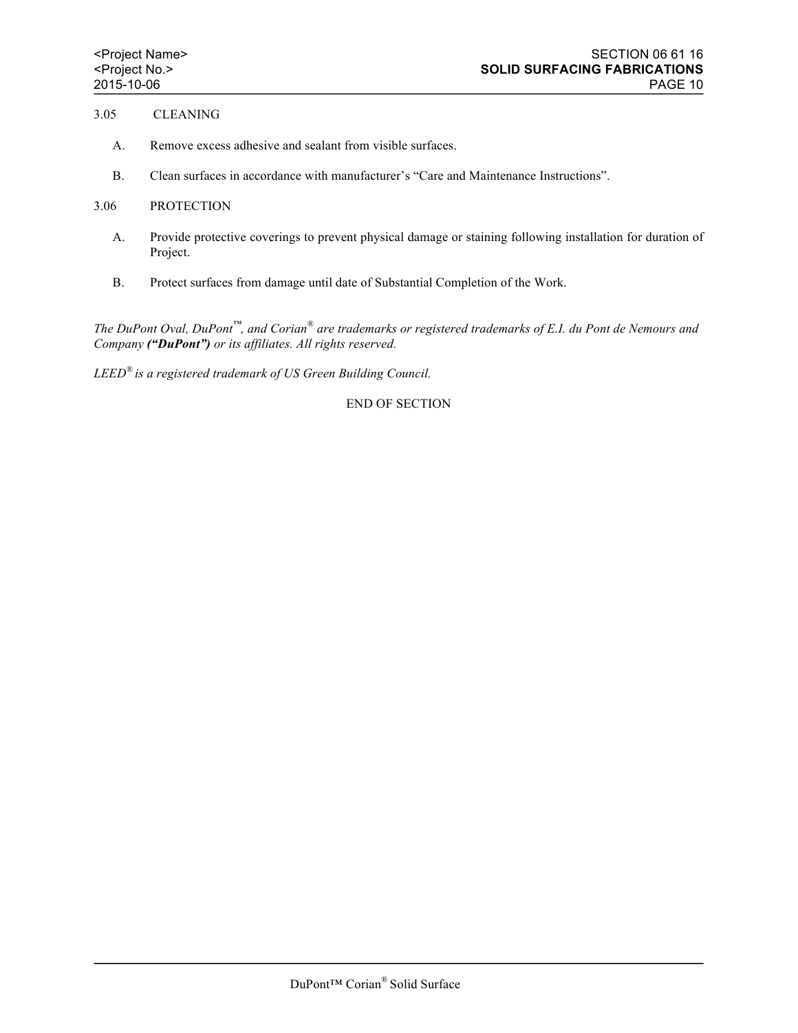3.05 CLEANING

A. Remove excess adhesive and sealant from visible surfaces.

B. Clean surfaces in accordance with manufacturer's "Care and Maintenance Instructions".

3.06 PROTECTION

A. Provide protective coverings to prevent physical damage or staining following installation for duration of Project.

B. Protect surfaces from damage until date of Substantial Completion of the Work.

*The DuPont Oval, DuPont™, and Corian® are trademarks or registered trademarks of E.I. du Pont de Nemours and Company* ***("DuPont")*** *or its affiliates. All rights reserved.*

*LEED® is a registered trademark of US Green Building Council.*

END OF SECTION